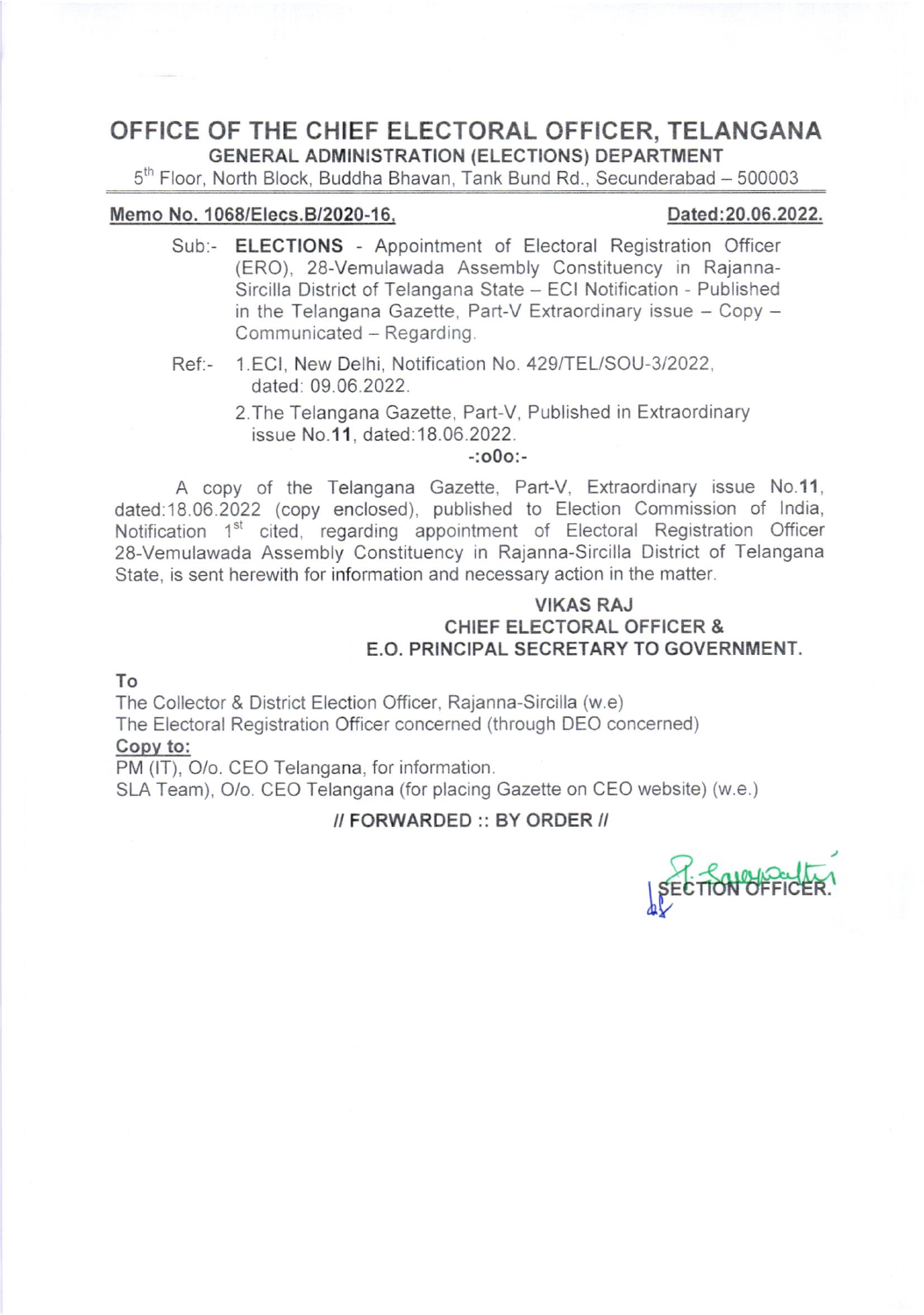# OFFICE OF THE CHIEF ELECTORAL OFFICER, TELANGANA

## GENERAL ADMINISTRATION (ELECTIONS) DEPARTMENT

5th Floor, North Block, Buddha Bhavan, Tank Bund Rd., Secunderabad – 500003

**Memo No. 1068/Elecs.B/2020-16,** **Dated:20.06.2022.**

Sub:- **ELECTIONS** - Appointment of Electoral Registration Officer (ERO), 28-Vemulawada Assembly Constituency in Rajanna-Sircilla District of Telangana State – ECI Notification - Published in the Telangana Gazette, Part-V Extraordinary issue – Copy – Communicated – Regarding.

Ref:- 1. ECI, New Delhi, Notification No. 429/TEL/SOU-3/2022, dated: 09.06.2022.

2. The Telangana Gazette, Part-V, Published in Extraordinary issue No.**11**, dated:18.06.2022.

-:o0o:-

A copy of the Telangana Gazette, Part-V, Extraordinary issue No.**11**, dated:18.06.2022 (copy enclosed), published to Election Commission of India, Notification 1st cited, regarding appointment of Electoral Registration Officer 28-Vemulawada Assembly Constituency in Rajanna-Sircilla District of Telangana State, is sent herewith for information and necessary action in the matter.

**VIKAS RAJ**
**CHIEF ELECTORAL OFFICER &**
**E.O. PRINCIPAL SECRETARY TO GOVERNMENT.**

**To**

The Collector & District Election Officer, Rajanna-Sircilla (w.e)
The Electoral Registration Officer concerned (through DEO concerned)

**Copy to:**

PM (IT), O/o. CEO Telangana, for information.
SLA Team), O/o. CEO Telangana (for placing Gazette on CEO website) (w.e.)

**// FORWARDED :: BY ORDER //**

SECTION OFFICER.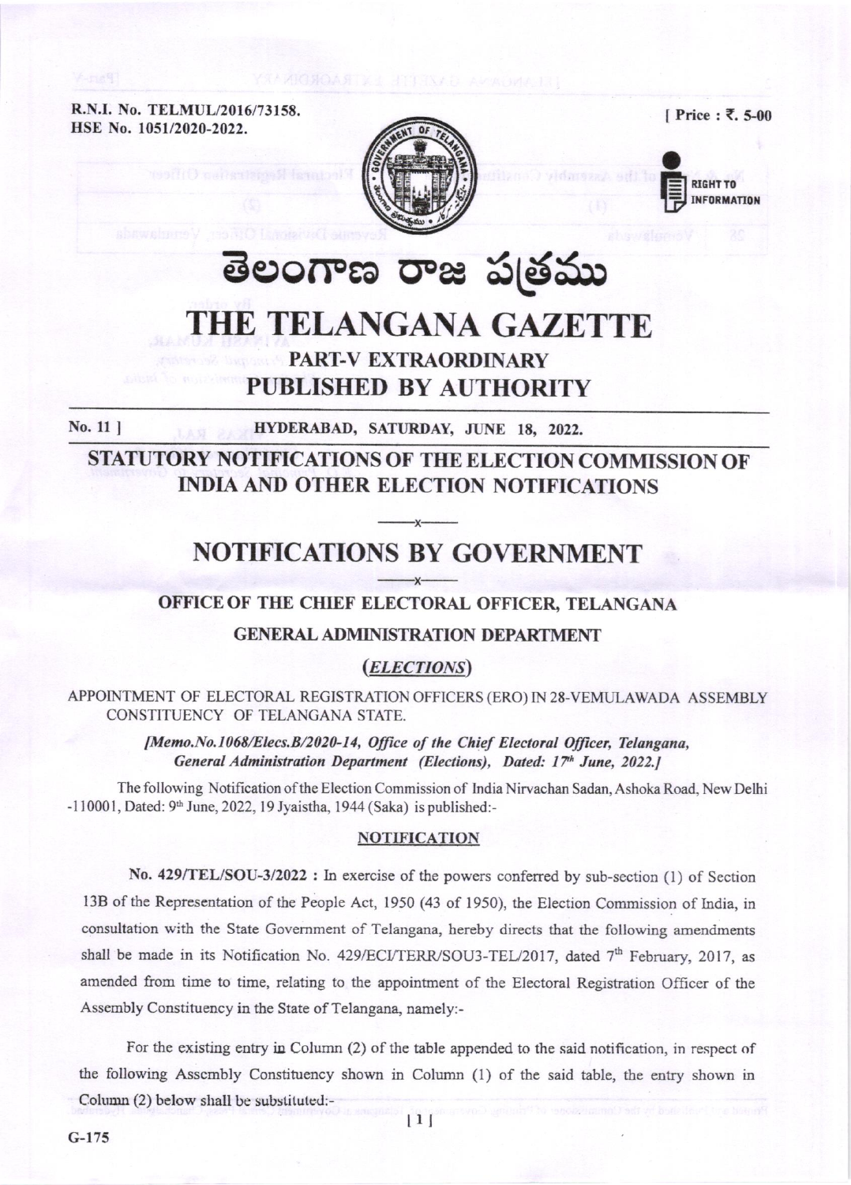R.N.I. No. TELMUL/2016/73158.
HSE No. 1051/2020-2022.

[ Price : ₹. 5-00

# తెలంగాణ రాజ పత్రము

# THE TELANGANA GAZETTE

## PART-V EXTRAORDINARY
## PUBLISHED BY AUTHORITY

No. 11 ] HYDERABAD, SATURDAY, JUNE 18, 2022.

## STATUTORY NOTIFICATIONS OF THE ELECTION COMMISSION OF INDIA AND OTHER ELECTION NOTIFICATIONS

## NOTIFICATIONS BY GOVERNMENT

### OFFICE OF THE CHIEF ELECTORAL OFFICER, TELANGANA

### GENERAL ADMINISTRATION DEPARTMENT

### (*ELECTIONS*)

APPOINTMENT OF ELECTORAL REGISTRATION OFFICERS (ERO) IN 28-VEMULAWADA ASSEMBLY CONSTITUENCY OF TELANGANA STATE.

*[Memo.No.1068/Elecs.B/2020-14, Office of the Chief Electoral Officer, Telangana, General Administration Department (Elections), Dated: 17th June, 2022.]*

The following Notification of the Election Commission of India Nirvachan Sadan, Ashoka Road, New Delhi -110001, Dated: 9th June, 2022, 19 Jyaistha, 1944 (Saka) is published:-

**NOTIFICATION**

**No. 429/TEL/SOU-3/2022 :** In exercise of the powers conferred by sub-section (1) of Section 13B of the Representation of the People Act, 1950 (43 of 1950), the Election Commission of India, in consultation with the State Government of Telangana, hereby directs that the following amendments shall be made in its Notification No. 429/ECI/TERR/SOU3-TEL/2017, dated 7th February, 2017, as amended from time to time, relating to the appointment of the Electoral Registration Officer of the Assembly Constituency in the State of Telangana, namely:-

For the existing entry in Column (2) of the table appended to the said notification, in respect of the following Assembly Constituency shown in Column (1) of the said table, the entry shown in Column (2) below shall be substituted:-

G-175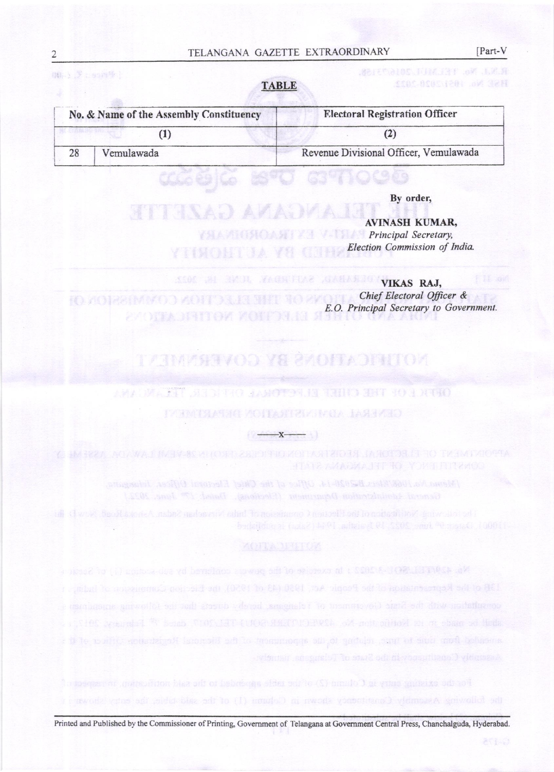**TABLE**

| No. & Name of the Assembly Constituency | | Electoral Registration Officer |
|---|---|---|
| (1) | | (2) |
| 28 | Vemulawada | Revenue Divisional Officer, Vemulawada |

By order,

**AVINASH KUMAR,**
*Principal Secretary,*
*Election Commission of India.*

**VIKAS RAJ,**
*Chief Electoral Officer &*
*E.O. Principal Secretary to Government.*

---x---

Printed and Published by the Commissioner of Printing, Government of Telangana at Government Central Press, Chanchalguda, Hyderabad.